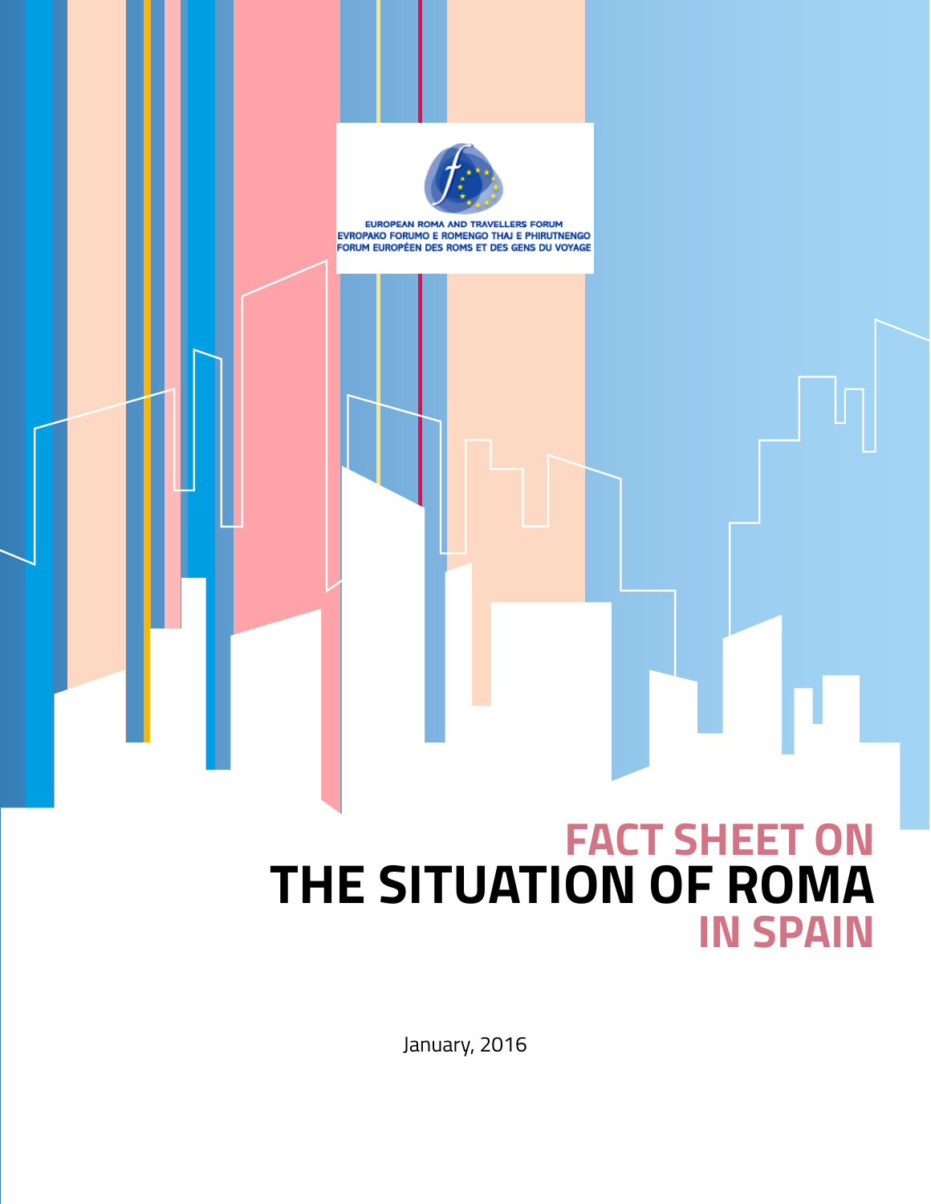EUROPEAN ROMA AND TRAVELLERS FORUM
EVROPAKO FORUMO E ROMENGO THAJ E PHIRUTNENGO
FORUM EUROPÉEN DES ROMS ET DES GENS DU VOYAGE

# FACT SHEET ON THE SITUATION OF ROMA IN SPAIN

January, 2016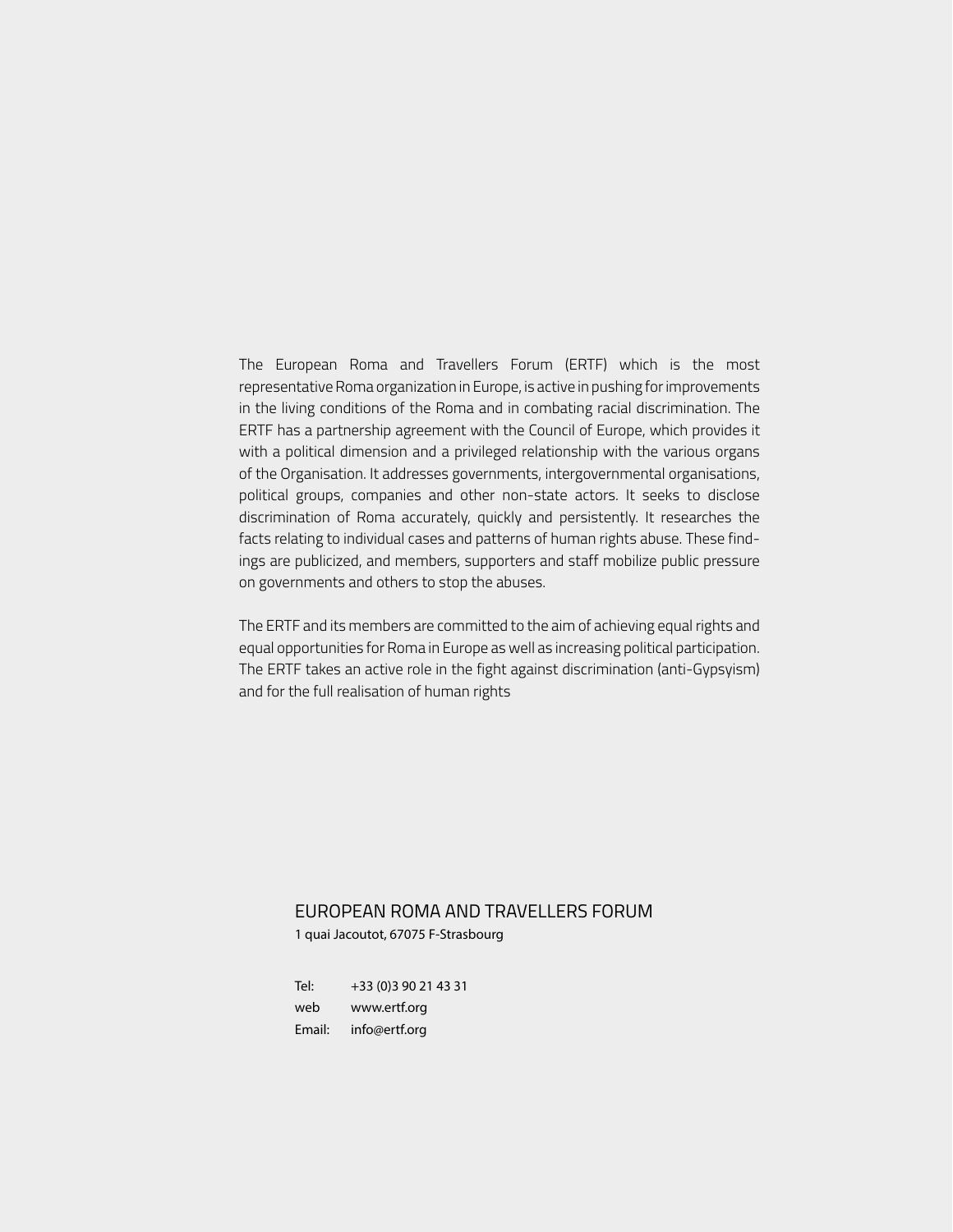The European Roma and Travellers Forum (ERTF) which is the most representative Roma organization in Europe, is active in pushing for improvements in the living conditions of the Roma and in combating racial discrimination. The ERTF has a partnership agreement with the Council of Europe, which provides it with a political dimension and a privileged relationship with the various organs of the Organisation. It addresses governments, intergovernmental organisations, political groups, companies and other non-state actors. It seeks to disclose discrimination of Roma accurately, quickly and persistently. It researches the facts relating to individual cases and patterns of human rights abuse. These findings are publicized, and members, supporters and staff mobilize public pressure on governments and others to stop the abuses.

The ERTF and its members are committed to the aim of achieving equal rights and equal opportunities for Roma in Europe as well as increasing political participation. The ERTF takes an active role in the fight against discrimination (anti-Gypsyism) and for the full realisation of human rights

EUROPEAN ROMA AND TRAVELLERS FORUM
1 quai Jacoutot, 67075 F-Strasbourg

Tel: +33 (0)3 90 21 43 31
web www.ertf.org
Email: info@ertf.org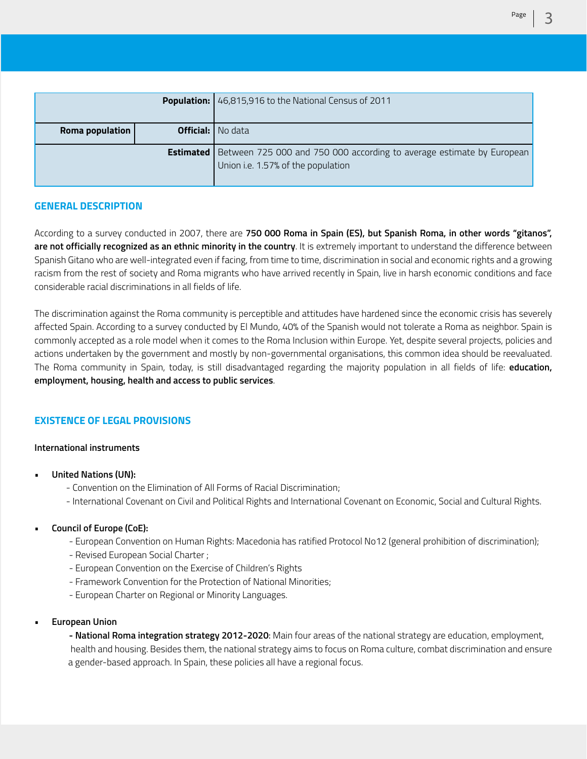| | | |
|---|---|---|
| | **Population:** | 46,815,916 to the National Census of 2011 |
| **Roma population** | **Official:** | No data |
| | **Estimated** | Between 725 000 and 750 000 according to average estimate by European Union i.e. 1.57% of the population |

## GENERAL DESCRIPTION

According to a survey conducted in 2007, there are **750 000 Roma in Spain (ES), but Spanish Roma, in other words "gitanos", are not officially recognized as an ethnic minority in the country**. It is extremely important to understand the difference between Spanish Gitano who are well-integrated even if facing, from time to time, discrimination in social and economic rights and a growing racism from the rest of society and Roma migrants who have arrived recently in Spain, live in harsh economic conditions and face considerable racial discriminations in all fields of life.

The discrimination against the Roma community is perceptible and attitudes have hardened since the economic crisis has severely affected Spain. According to a survey conducted by El Mundo, 40% of the Spanish would not tolerate a Roma as neighbor. Spain is commonly accepted as a role model when it comes to the Roma Inclusion within Europe. Yet, despite several projects, policies and actions undertaken by the government and mostly by non-governmental organisations, this common idea should be reevaluated. The Roma community in Spain, today, is still disadvantaged regarding the majority population in all fields of life: **education, employment, housing, health and access to public services**.

## EXISTENCE OF LEGAL PROVISIONS

**International instruments**

- **United Nations (UN):**
  - Convention on the Elimination of All Forms of Racial Discrimination;
  - International Covenant on Civil and Political Rights and International Covenant on Economic, Social and Cultural Rights.

- **Council of Europe (CoE):**
  - European Convention on Human Rights: Macedonia has ratified Protocol No12 (general prohibition of discrimination);
  - Revised European Social Charter ;
  - European Convention on the Exercise of Children's Rights
  - Framework Convention for the Protection of National Minorities;
  - European Charter on Regional or Minority Languages.

- **European Union**
  - **National Roma integration strategy 2012-2020**: Main four areas of the national strategy are education, employment, health and housing. Besides them, the national strategy aims to focus on Roma culture, combat discrimination and ensure a gender-based approach. In Spain, these policies all have a regional focus.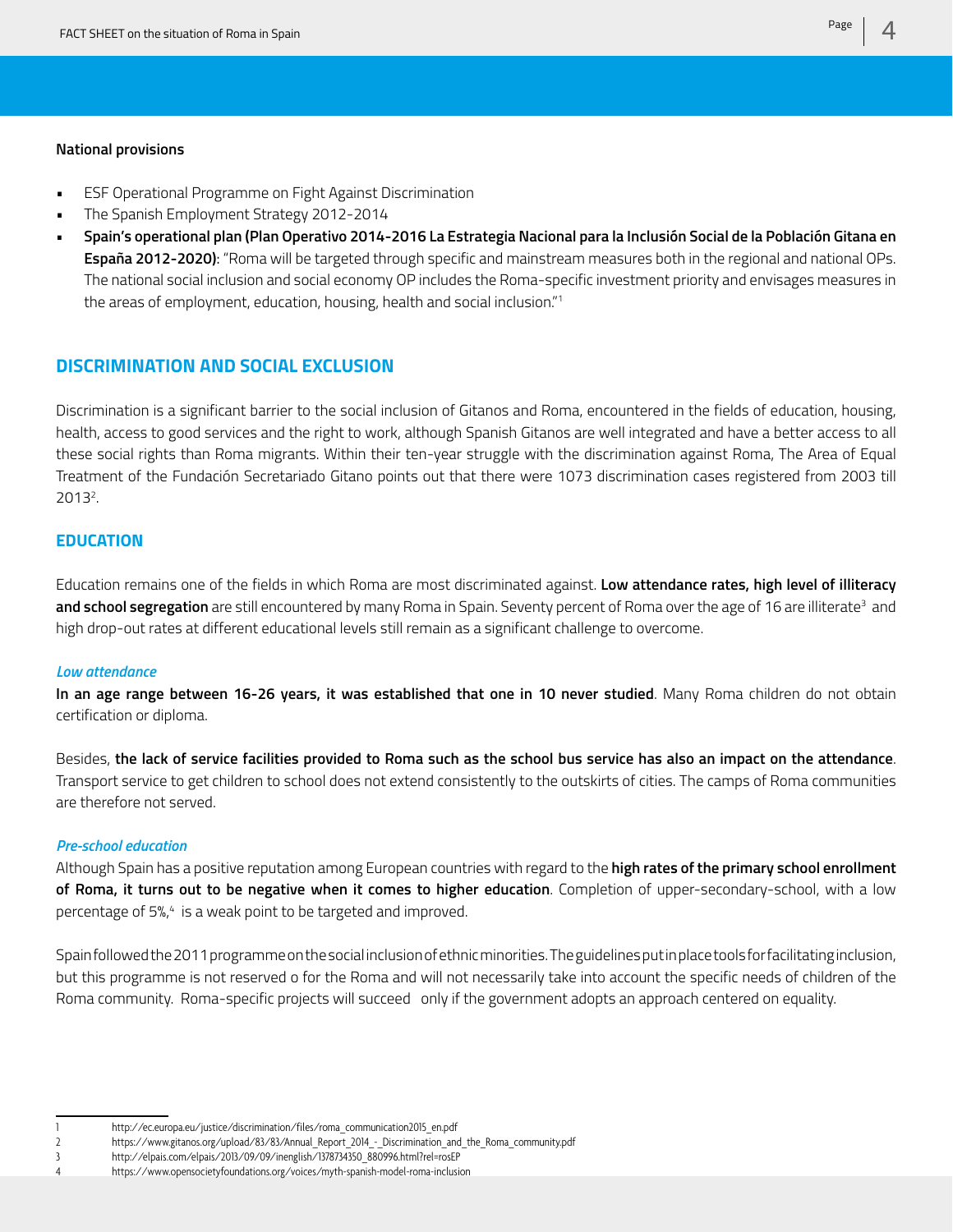**National provisions**

- ESF Operational Programme on Fight Against Discrimination
- The Spanish Employment Strategy 2012-2014
- **Spain's operational plan (Plan Operativo 2014-2016 La Estrategia Nacional para la Inclusión Social de la Población Gitana en España 2012-2020):** "Roma will be targeted through specific and mainstream measures both in the regional and national OPs. The national social inclusion and social economy OP includes the Roma-specific investment priority and envisages measures in the areas of employment, education, housing, health and social inclusion."[1]

## DISCRIMINATION AND SOCIAL EXCLUSION

Discrimination is a significant barrier to the social inclusion of Gitanos and Roma, encountered in the fields of education, housing, health, access to good services and the right to work, although Spanish Gitanos are well integrated and have a better access to all these social rights than Roma migrants. Within their ten-year struggle with the discrimination against Roma, The Area of Equal Treatment of the Fundación Secretariado Gitano points out that there were 1073 discrimination cases registered from 2003 till 2013[2].

## EDUCATION

Education remains one of the fields in which Roma are most discriminated against. **Low attendance rates, high level of illiteracy and school segregation** are still encountered by many Roma in Spain. Seventy percent of Roma over the age of 16 are illiterate[3] and high drop-out rates at different educational levels still remain as a significant challenge to overcome.

### *Low attendance*

**In an age range between 16-26 years, it was established that one in 10 never studied**. Many Roma children do not obtain certification or diploma.

Besides, **the lack of service facilities provided to Roma such as the school bus service has also an impact on the attendance**. Transport service to get children to school does not extend consistently to the outskirts of cities. The camps of Roma communities are therefore not served.

### *Pre-school education*

Although Spain has a positive reputation among European countries with regard to the **high rates of the primary school enrollment of Roma, it turns out to be negative when it comes to higher education**. Completion of upper-secondary-school, with a low percentage of 5%,[4] is a weak point to be targeted and improved.

Spain followed the 2011 programme on the social inclusion of ethnic minorities. The guidelines put in place tools for facilitating inclusion, but this programme is not reserved o for the Roma and will not necessarily take into account the specific needs of children of the Roma community. Roma-specific projects will succeed only if the government adopts an approach centered on equality.

---

1 http://ec.europa.eu/justice/discrimination/files/roma_communication2015_en.pdf
2 https://www.gitanos.org/upload/83/83/Annual_Report_2014_-_Discrimination_and_the_Roma_community.pdf
3 http://elpais.com/elpais/2013/09/09/inenglish/1378734350_880996.html?rel=rosEP
4 https://www.opensocietyfoundations.org/voices/myth-spanish-model-roma-inclusion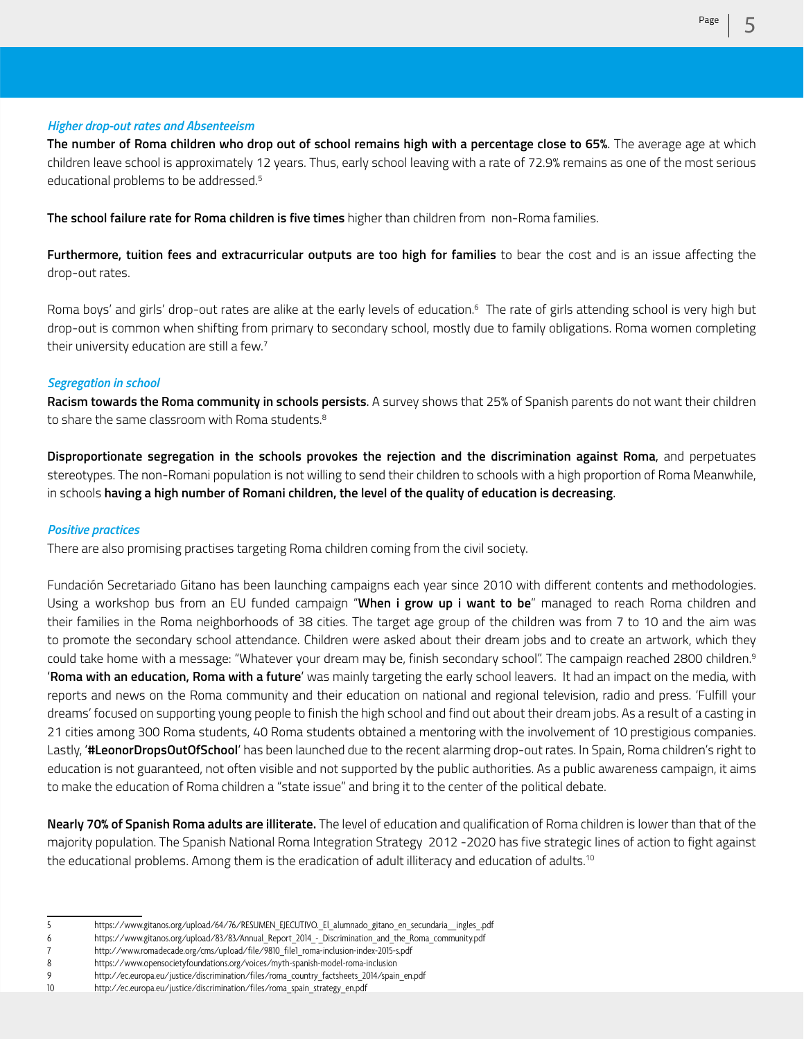### *Higher drop-out rates and Absenteeism*

**The number of Roma children who drop out of school remains high with a percentage close to 65%.** The average age at which children leave school is approximately 12 years. Thus, early school leaving with a rate of 72.9% remains as one of the most serious educational problems to be addressed.[5]

**The school failure rate for Roma children is five times** higher than children from non-Roma families.

**Furthermore, tuition fees and extracurricular outputs are too high for families** to bear the cost and is an issue affecting the drop-out rates.

Roma boys' and girls' drop-out rates are alike at the early levels of education.[6] The rate of girls attending school is very high but drop-out is common when shifting from primary to secondary school, mostly due to family obligations. Roma women completing their university education are still a few.[7]

### *Segregation in school*

**Racism towards the Roma community in schools persists**. A survey shows that 25% of Spanish parents do not want their children to share the same classroom with Roma students.[8]

**Disproportionate segregation in the schools provokes the rejection and the discrimination against Roma**, and perpetuates stereotypes. The non-Romani population is not willing to send their children to schools with a high proportion of Roma Meanwhile, in schools **having a high number of Romani children, the level of the quality of education is decreasing**.

### *Positive practices*

There are also promising practises targeting Roma children coming from the civil society.

Fundación Secretariado Gitano has been launching campaigns each year since 2010 with different contents and methodologies. Using a workshop bus from an EU funded campaign "**When i grow up i want to be**" managed to reach Roma children and their families in the Roma neighborhoods of 38 cities. The target age group of the children was from 7 to 10 and the aim was to promote the secondary school attendance. Children were asked about their dream jobs and to create an artwork, which they could take home with a message: "Whatever your dream may be, finish secondary school". The campaign reached 2800 children.[9] '**Roma with an education, Roma with a future**' was mainly targeting the early school leavers. It had an impact on the media, with reports and news on the Roma community and their education on national and regional television, radio and press. 'Fulfill your dreams' focused on supporting young people to finish the high school and find out about their dream jobs. As a result of a casting in 21 cities among 300 Roma students, 40 Roma students obtained a mentoring with the involvement of 10 prestigious companies. Lastly, '**#LeonorDropsOutOfSchool**' has been launched due to the recent alarming drop-out rates. In Spain, Roma children's right to education is not guaranteed, not often visible and not supported by the public authorities. As a public awareness campaign, it aims to make the education of Roma children a "state issue" and bring it to the center of the political debate.

**Nearly 70% of Spanish Roma adults are illiterate.** The level of education and qualification of Roma children is lower than that of the majority population. The Spanish National Roma Integration Strategy 2012 -2020 has five strategic lines of action to fight against the educational problems. Among them is the eradication of adult illiteracy and education of adults.[10]

---

5 https://www.gitanos.org/upload/64/76/RESUMEN_EJECUTIVO._El_alumnado_gitano_en_secundaria__ingles_.pdf
6 https://www.gitanos.org/upload/83/83/Annual_Report_2014_-_Discrimination_and_the_Roma_community.pdf
7 http://www.romadecade.org/cms/upload/file/9810_file1_roma-inclusion-index-2015-s.pdf
8 https://www.opensocietyfoundations.org/voices/myth-spanish-model-roma-inclusion
9 http://ec.europa.eu/justice/discrimination/files/roma_country_factsheets_2014/spain_en.pdf
10 http://ec.europa.eu/justice/discrimination/files/roma_spain_strategy_en.pdf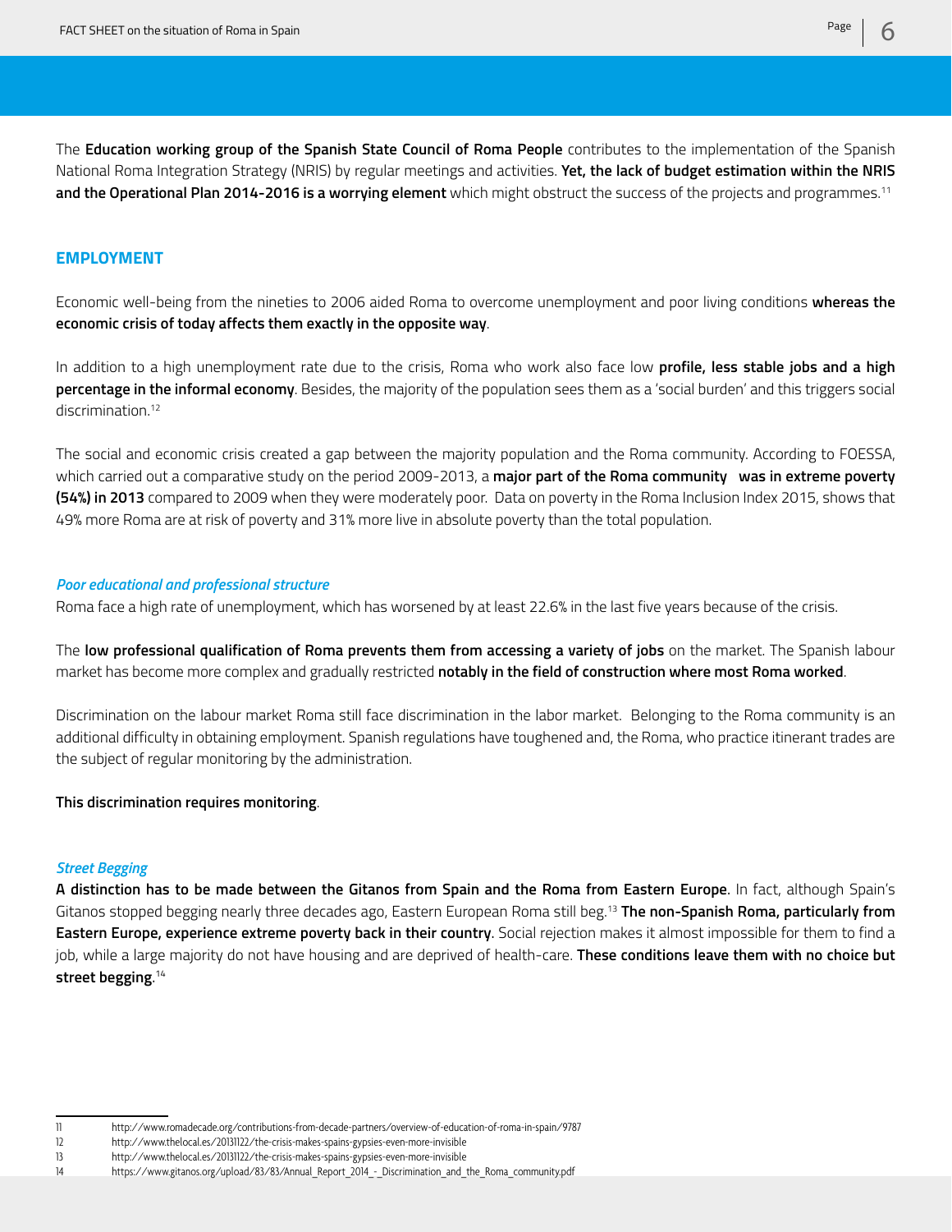The **Education working group of the Spanish State Council of Roma People** contributes to the implementation of the Spanish National Roma Integration Strategy (NRIS) by regular meetings and activities. **Yet, the lack of budget estimation within the NRIS and the Operational Plan 2014-2016 is a worrying element** which might obstruct the success of the projects and programmes.[11]

## EMPLOYMENT

Economic well-being from the nineties to 2006 aided Roma to overcome unemployment and poor living conditions **whereas the economic crisis of today affects them exactly in the opposite way**.

In addition to a high unemployment rate due to the crisis, Roma who work also face low **profile, less stable jobs and a high percentage in the informal economy**. Besides, the majority of the population sees them as a 'social burden' and this triggers social discrimination.[12]

The social and economic crisis created a gap between the majority population and the Roma community. According to FOESSA, which carried out a comparative study on the period 2009-2013, a **major part of the Roma community was in extreme poverty (54%) in 2013** compared to 2009 when they were moderately poor. Data on poverty in the Roma Inclusion Index 2015, shows that 49% more Roma are at risk of poverty and 31% more live in absolute poverty than the total population.

### *Poor educational and professional structure*

Roma face a high rate of unemployment, which has worsened by at least 22.6% in the last five years because of the crisis.

The **low professional qualification of Roma prevents them from accessing a variety of jobs** on the market. The Spanish labour market has become more complex and gradually restricted **notably in the field of construction where most Roma worked**.

Discrimination on the labour market Roma still face discrimination in the labor market. Belonging to the Roma community is an additional difficulty in obtaining employment. Spanish regulations have toughened and, the Roma, who practice itinerant trades are the subject of regular monitoring by the administration.

**This discrimination requires monitoring**.

### *Street Begging*

**A distinction has to be made between the Gitanos from Spain and the Roma from Eastern Europe**. In fact, although Spain's Gitanos stopped begging nearly three decades ago, Eastern European Roma still beg.[13] **The non-Spanish Roma, particularly from Eastern Europe, experience extreme poverty back in their country**. Social rejection makes it almost impossible for them to find a job, while a large majority do not have housing and are deprived of health-care. **These conditions leave them with no choice but street begging**.[14]

---

11 http://www.romadecade.org/contributions-from-decade-partners/overview-of-education-of-roma-in-spain/9787

12 http://www.thelocal.es/20131122/the-crisis-makes-spains-gypsies-even-more-invisible

13 http://www.thelocal.es/20131122/the-crisis-makes-spains-gypsies-even-more-invisible

14 https://www.gitanos.org/upload/83/83/Annual_Report_2014_-_Discrimination_and_the_Roma_community.pdf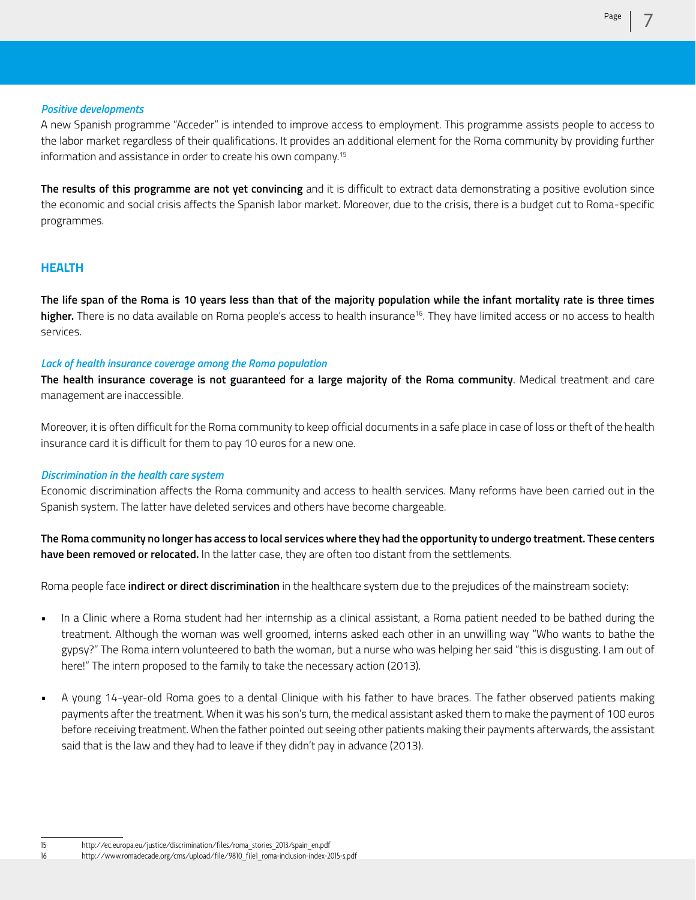***Positive developments***

A new Spanish programme "Acceder" is intended to improve access to employment. This programme assists people to access to the labor market regardless of their qualifications. It provides an additional element for the Roma community by providing further information and assistance in order to create his own company.[15]

**The results of this programme are not yet convincing** and it is difficult to extract data demonstrating a positive evolution since the economic and social crisis affects the Spanish labor market. Moreover, due to the crisis, there is a budget cut to Roma-specific programmes.

## HEALTH

**The life span of the Roma is 10 years less than that of the majority population while the infant mortality rate is three times higher.** There is no data available on Roma people's access to health insurance[16]. They have limited access or no access to health services.

***Lack of health insurance coverage among the Roma population***

**The health insurance coverage is not guaranteed for a large majority of the Roma community**. Medical treatment and care management are inaccessible.

Moreover, it is often difficult for the Roma community to keep official documents in a safe place in case of loss or theft of the health insurance card it is difficult for them to pay 10 euros for a new one.

***Discrimination in the health care system***

Economic discrimination affects the Roma community and access to health services. Many reforms have been carried out in the Spanish system. The latter have deleted services and others have become chargeable.

**The Roma community no longer has access to local services where they had the opportunity to undergo treatment. These centers have been removed or relocated.** In the latter case, they are often too distant from the settlements.

Roma people face **indirect or direct discrimination** in the healthcare system due to the prejudices of the mainstream society:

- In a Clinic where a Roma student had her internship as a clinical assistant, a Roma patient needed to be bathed during the treatment. Although the woman was well groomed, interns asked each other in an unwilling way "Who wants to bathe the gypsy?" The Roma intern volunteered to bath the woman, but a nurse who was helping her said "this is disgusting. I am out of here!" The intern proposed to the family to take the necessary action (2013).

- A young 14-year-old Roma goes to a dental Clinique with his father to have braces. The father observed patients making payments after the treatment. When it was his son's turn, the medical assistant asked them to make the payment of 100 euros before receiving treatment. When the father pointed out seeing other patients making their payments afterwards, the assistant said that is the law and they had to leave if they didn't pay in advance (2013).

---

15 http://ec.europa.eu/justice/discrimination/files/roma_stories_2013/spain_en.pdf

16 http://www.romadecade.org/cms/upload/file/9810_file1_roma-inclusion-index-2015-s.pdf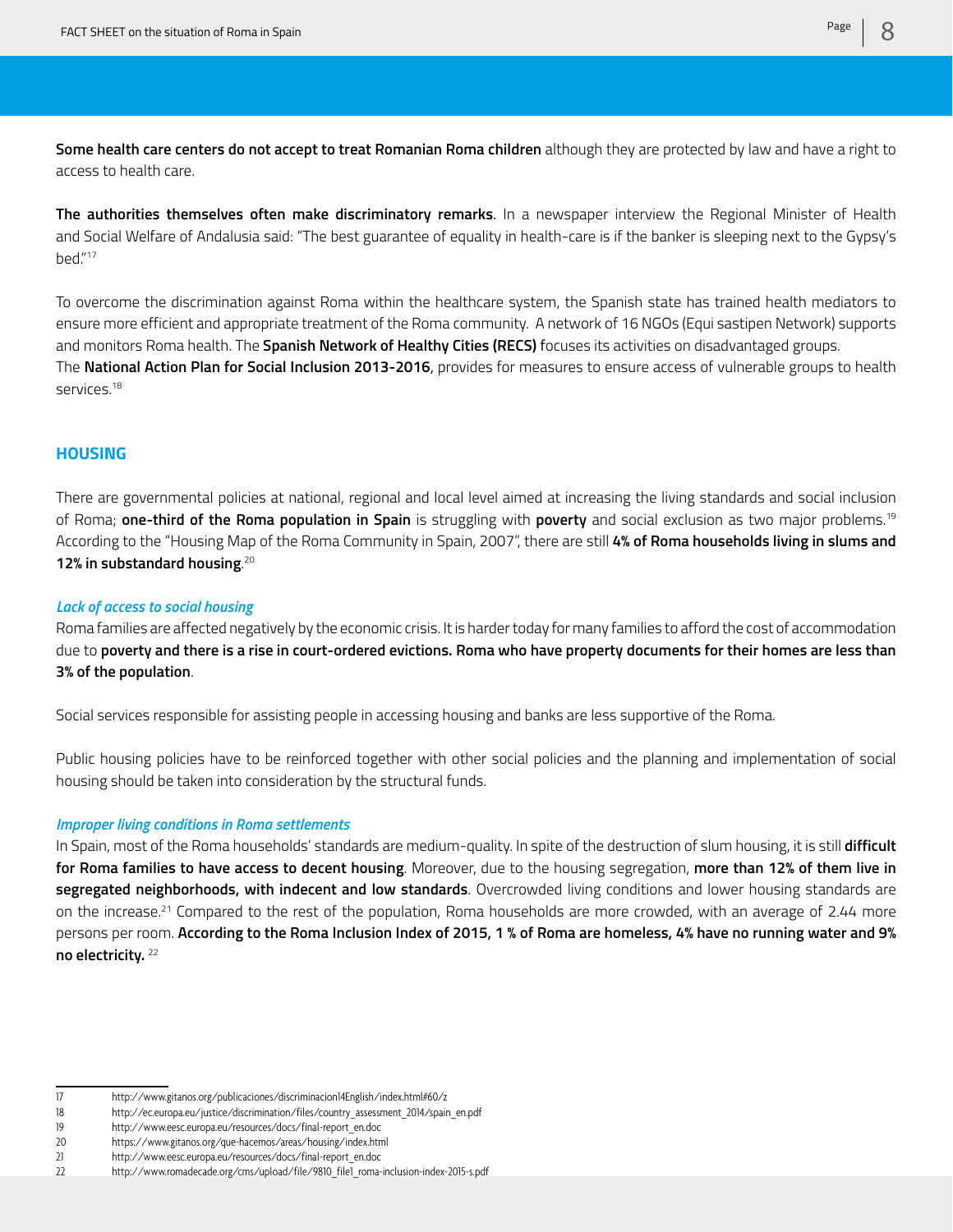**Some health care centers do not accept to treat Romanian Roma children** although they are protected by law and have a right to access to health care.

**The authorities themselves often make discriminatory remarks**. In a newspaper interview the Regional Minister of Health and Social Welfare of Andalusia said: "The best guarantee of equality in health-care is if the banker is sleeping next to the Gypsy's bed."[17]

To overcome the discrimination against Roma within the healthcare system, the Spanish state has trained health mediators to ensure more efficient and appropriate treatment of the Roma community. A network of 16 NGOs (Equi sastipen Network) supports and monitors Roma health. The **Spanish Network of Healthy Cities (RECS)** focuses its activities on disadvantaged groups.
The **National Action Plan for Social Inclusion 2013-2016**, provides for measures to ensure access of vulnerable groups to health services.[18]

## HOUSING

There are governmental policies at national, regional and local level aimed at increasing the living standards and social inclusion of Roma; **one-third of the Roma population in Spain** is struggling with **poverty** and social exclusion as two major problems.[19] According to the "Housing Map of the Roma Community in Spain, 2007", there are still **4% of Roma households living in slums and 12% in substandard housing**.[20]

***Lack of access to social housing***

Roma families are affected negatively by the economic crisis. It is harder today for many families to afford the cost of accommodation due to **poverty and there is a rise in court-ordered evictions. Roma who have property documents for their homes are less than 3% of the population**.

Social services responsible for assisting people in accessing housing and banks are less supportive of the Roma.

Public housing policies have to be reinforced together with other social policies and the planning and implementation of social housing should be taken into consideration by the structural funds.

***Improper living conditions in Roma settlements***

In Spain, most of the Roma households' standards are medium-quality. In spite of the destruction of slum housing, it is still **difficult for Roma families to have access to decent housing**. Moreover, due to the housing segregation, **more than 12% of them live in segregated neighborhoods, with indecent and low standards**. Overcrowded living conditions and lower housing standards are on the increase.[21] Compared to the rest of the population, Roma households are more crowded, with an average of 2.44 more persons per room. **According to the Roma Inclusion Index of 2015, 1 % of Roma are homeless, 4% have no running water and 9% no electricity.** [22]

---

17 http://www.gitanos.org/publicaciones/discriminacion14English/index.html#60/z
18 http://ec.europa.eu/justice/discrimination/files/country_assessment_2014/spain_en.pdf
19 http://www.eesc.europa.eu/resources/docs/final-report_en.doc
20 https://www.gitanos.org/que-hacemos/areas/housing/index.html
21 http://www.eesc.europa.eu/resources/docs/final-report_en.doc
22 http://www.romadecade.org/cms/upload/file/9810_file1_roma-inclusion-index-2015-s.pdf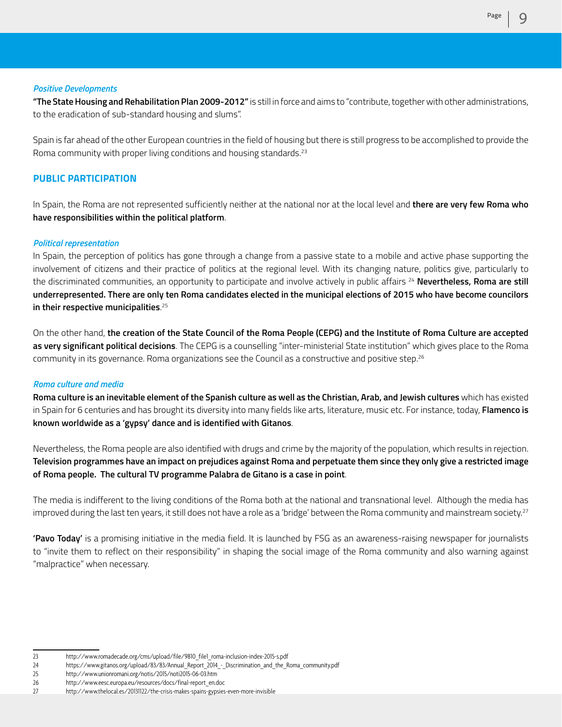*Positive Developments*

**"The State Housing and Rehabilitation Plan 2009-2012"** is still in force and aims to "contribute, together with other administrations, to the eradication of sub-standard housing and slums".

Spain is far ahead of the other European countries in the field of housing but there is still progress to be accomplished to provide the Roma community with proper living conditions and housing standards.[23]

## PUBLIC PARTICIPATION

In Spain, the Roma are not represented sufficiently neither at the national nor at the local level and **there are very few Roma who have responsibilities within the political platform**.

*Political representation*

In Spain, the perception of politics has gone through a change from a passive state to a mobile and active phase supporting the involvement of citizens and their practice of politics at the regional level. With its changing nature, politics give, particularly to the discriminated communities, an opportunity to participate and involve actively in public affairs [24] **Nevertheless, Roma are still underrepresented. There are only ten Roma candidates elected in the municipal elections of 2015 who have become councilors in their respective municipalities**.[25]

On the other hand, **the creation of the State Council of the Roma People (CEPG) and the Institute of Roma Culture are accepted as very significant political decisions**. The CEPG is a counselling "inter-ministerial State institution" which gives place to the Roma community in its governance. Roma organizations see the Council as a constructive and positive step.[26]

*Roma culture and media*

**Roma culture is an inevitable element of the Spanish culture as well as the Christian, Arab, and Jewish cultures** which has existed in Spain for 6 centuries and has brought its diversity into many fields like arts, literature, music etc. For instance, today, **Flamenco is known worldwide as a 'gypsy' dance and is identified with Gitanos**.

Nevertheless, the Roma people are also identified with drugs and crime by the majority of the population, which results in rejection. **Television programmes have an impact on prejudices against Roma and perpetuate them since they only give a restricted image of Roma people. The cultural TV programme Palabra de Gitano is a case in point**.

The media is indifferent to the living conditions of the Roma both at the national and transnational level. Although the media has improved during the last ten years, it still does not have a role as a 'bridge' between the Roma community and mainstream society.[27]

**'Pavo Today'** is a promising initiative in the media field. It is launched by FSG as an awareness-raising newspaper for journalists to "invite them to reflect on their responsibility" in shaping the social image of the Roma community and also warning against "malpractice" when necessary.

---

23 http://www.romadecade.org/cms/upload/file/9810_file1_roma-inclusion-index-2015-s.pdf
24 https://www.gitanos.org/upload/83/83/Annual_Report_2014_-_Discrimination_and_the_Roma_community.pdf
25 http://www.unionromani.org/notis/2015/noti2015-06-03.htm
26 http://www.eesc.europa.eu/resources/docs/final-report_en.doc
27 http://www.thelocal.es/20131122/the-crisis-makes-spains-gypsies-even-more-invisible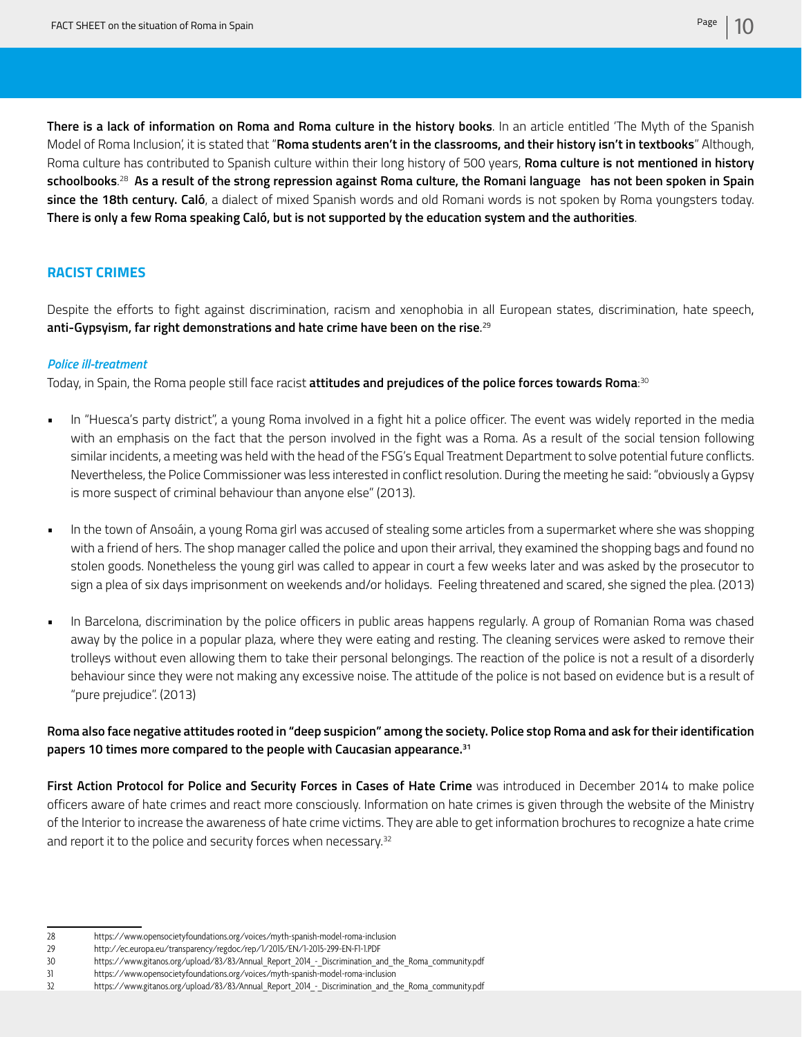**There is a lack of information on Roma and Roma culture in the history books**. In an article entitled 'The Myth of the Spanish Model of Roma Inclusion', it is stated that "**Roma students aren't in the classrooms, and their history isn't in textbooks**" Although, Roma culture has contributed to Spanish culture within their long history of 500 years, **Roma culture is not mentioned in history schoolbooks**.[28] **As a result of the strong repression against Roma culture, the Romani language has not been spoken in Spain since the 18th century. Caló**, a dialect of mixed Spanish words and old Romani words is not spoken by Roma youngsters today. **There is only a few Roma speaking Caló, but is not supported by the education system and the authorities**.

## RACIST CRIMES

Despite the efforts to fight against discrimination, racism and xenophobia in all European states, discrimination, hate speech, **anti-Gypsyism, far right demonstrations and hate crime have been on the rise**.[29]

### *Police ill-treatment*

Today, in Spain, the Roma people still face racist **attitudes and prejudices of the police forces towards Roma**:[30]

- In "Huesca's party district", a young Roma involved in a fight hit a police officer. The event was widely reported in the media with an emphasis on the fact that the person involved in the fight was a Roma. As a result of the social tension following similar incidents, a meeting was held with the head of the FSG's Equal Treatment Department to solve potential future conflicts. Nevertheless, the Police Commissioner was less interested in conflict resolution. During the meeting he said: "obviously a Gypsy is more suspect of criminal behaviour than anyone else" (2013).
- In the town of Ansoáin, a young Roma girl was accused of stealing some articles from a supermarket where she was shopping with a friend of hers. The shop manager called the police and upon their arrival, they examined the shopping bags and found no stolen goods. Nonetheless the young girl was called to appear in court a few weeks later and was asked by the prosecutor to sign a plea of six days imprisonment on weekends and/or holidays. Feeling threatened and scared, she signed the plea. (2013)
- In Barcelona, discrimination by the police officers in public areas happens regularly. A group of Romanian Roma was chased away by the police in a popular plaza, where they were eating and resting. The cleaning services were asked to remove their trolleys without even allowing them to take their personal belongings. The reaction of the police is not a result of a disorderly behaviour since they were not making any excessive noise. The attitude of the police is not based on evidence but is a result of "pure prejudice". (2013)

**Roma also face negative attitudes rooted in "deep suspicion" among the society. Police stop Roma and ask for their identification papers 10 times more compared to the people with Caucasian appearance.**[31]

**First Action Protocol for Police and Security Forces in Cases of Hate Crime** was introduced in December 2014 to make police officers aware of hate crimes and react more consciously. Information on hate crimes is given through the website of the Ministry of the Interior to increase the awareness of hate crime victims. They are able to get information brochures to recognize a hate crime and report it to the police and security forces when necessary.[32]

---

28 https://www.opensocietyfoundations.org/voices/myth-spanish-model-roma-inclusion
29 http://ec.europa.eu/transparency/regdoc/rep/1/2015/EN/1-2015-299-EN-F1-1.PDF
30 https://www.gitanos.org/upload/83/83/Annual_Report_2014_-_Discrimination_and_the_Roma_community.pdf
31 https://www.opensocietyfoundations.org/voices/myth-spanish-model-roma-inclusion
32 https://www.gitanos.org/upload/83/83/Annual_Report_2014_-_Discrimination_and_the_Roma_community.pdf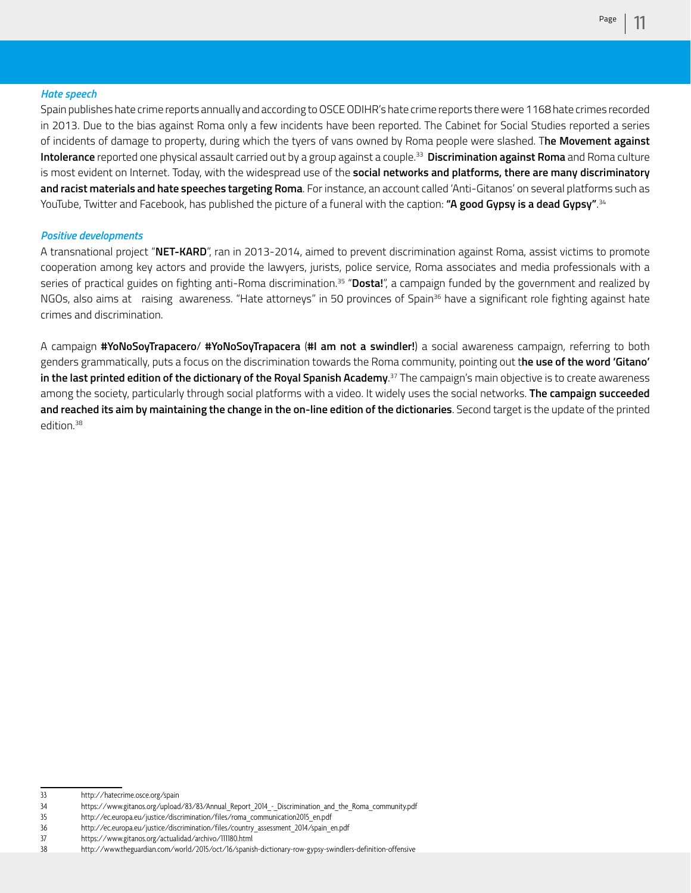***Hate speech***

Spain publishes hate crime reports annually and according to OSCE ODIHR's hate crime reports there were 1168 hate crimes recorded in 2013. Due to the bias against Roma only a few incidents have been reported. The Cabinet for Social Studies reported a series of incidents of damage to property, during which the tyers of vans owned by Roma people were slashed. T**he Movement against Intolerance** reported one physical assault carried out by a group against a couple.[33] **Discrimination against Roma** and Roma culture is most evident on Internet. Today, with the widespread use of the **social networks and platforms, there are many discriminatory and racist materials and hate speeches targeting Roma**. For instance, an account called 'Anti-Gitanos' on several platforms such as YouTube, Twitter and Facebook, has published the picture of a funeral with the caption: **"A good Gypsy is a dead Gypsy"**.[34]

***Positive developments***

A transnational project "**NET-KARD**", ran in 2013-2014, aimed to prevent discrimination against Roma, assist victims to promote cooperation among key actors and provide the lawyers, jurists, police service, Roma associates and media professionals with a series of practical guides on fighting anti-Roma discrimination.[35] "**Dosta!**", a campaign funded by the government and realized by NGOs, also aims at raising awareness. "Hate attorneys" in 50 provinces of Spain[36] have a significant role fighting against hate crimes and discrimination.

A campaign **#YoNoSoyTrapacero**/ **#YoNoSoyTrapacera** (**#I am not a swindler!**) a social awareness campaign, referring to both genders grammatically, puts a focus on the discrimination towards the Roma community, pointing out t**he use of the word 'Gitano' in the last printed edition of the dictionary of the Royal Spanish Academy**.[37] The campaign's main objective is to create awareness among the society, particularly through social platforms with a video. It widely uses the social networks. **The campaign succeeded and reached its aim by maintaining the change in the on-line edition of the dictionaries**. Second target is the update of the printed edition.[38]

---

33 http://hatecrime.osce.org/spain

34 https://www.gitanos.org/upload/83/83/Annual_Report_2014_-_Discrimination_and_the_Roma_community.pdf

35 http://ec.europa.eu/justice/discrimination/files/roma_communication2015_en.pdf

36 http://ec.europa.eu/justice/discrimination/files/country_assessment_2014/spain_en.pdf

37 https://www.gitanos.org/actualidad/archivo/111180.html

38 http://www.theguardian.com/world/2015/oct/16/spanish-dictionary-row-gypsy-swindlers-definition-offensive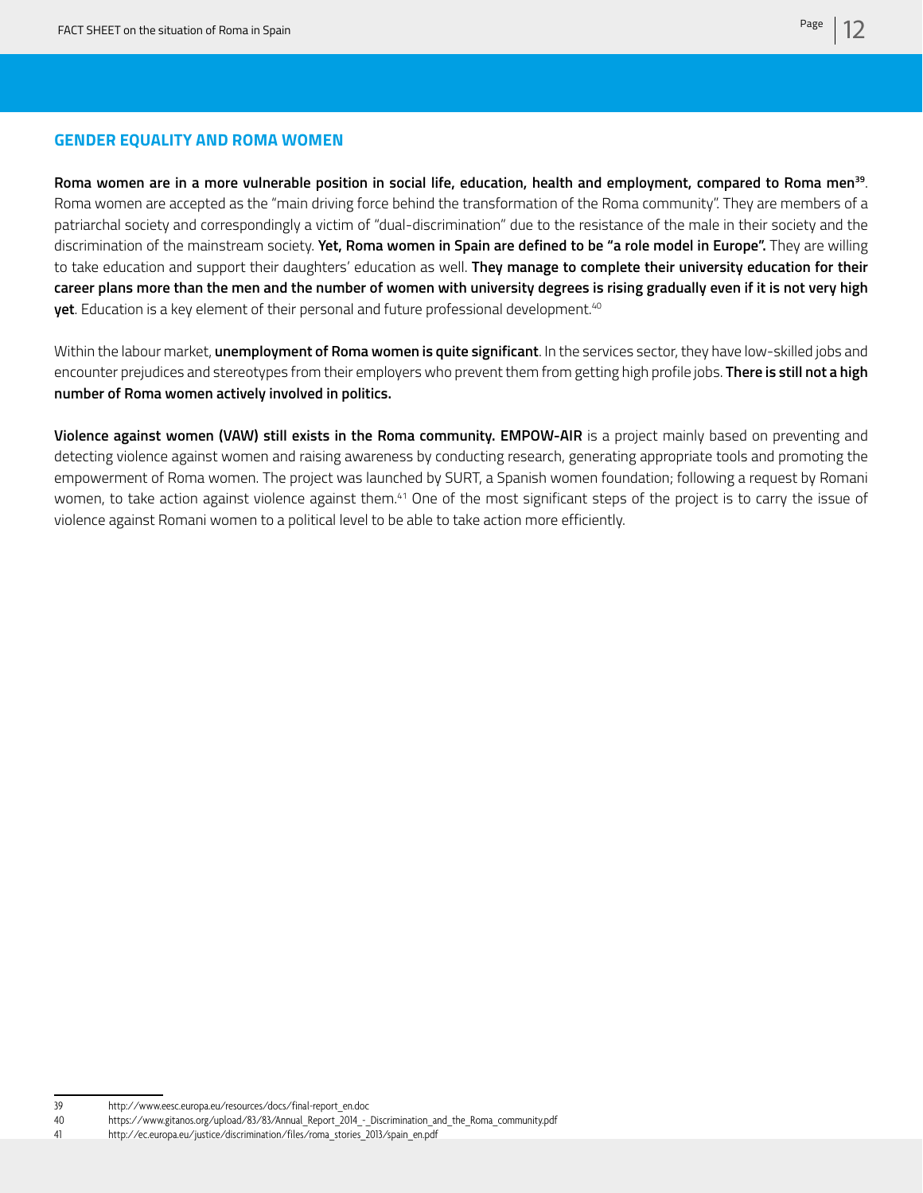## GENDER EQUALITY AND ROMA WOMEN

**Roma women are in a more vulnerable position in social life, education, health and employment, compared to Roma men**[39]. Roma women are accepted as the "main driving force behind the transformation of the Roma community". They are members of a patriarchal society and correspondingly a victim of "dual-discrimination" due to the resistance of the male in their society and the discrimination of the mainstream society. **Yet, Roma women in Spain are defined to be "a role model in Europe".** They are willing to take education and support their daughters' education as well. **They manage to complete their university education for their career plans more than the men and the number of women with university degrees is rising gradually even if it is not very high yet**. Education is a key element of their personal and future professional development.[40]

Within the labour market, **unemployment of Roma women is quite significant**. In the services sector, they have low-skilled jobs and encounter prejudices and stereotypes from their employers who prevent them from getting high profile jobs. **There is still not a high number of Roma women actively involved in politics.**

**Violence against women (VAW) still exists in the Roma community. EMPOW-AIR** is a project mainly based on preventing and detecting violence against women and raising awareness by conducting research, generating appropriate tools and promoting the empowerment of Roma women. The project was launched by SURT, a Spanish women foundation; following a request by Romani women, to take action against violence against them.[41] One of the most significant steps of the project is to carry the issue of violence against Romani women to a political level to be able to take action more efficiently.

---

39 http://www.eesc.europa.eu/resources/docs/final-report_en.doc

40 https://www.gitanos.org/upload/83/83/Annual_Report_2014_-_Discrimination_and_the_Roma_community.pdf

41 http://ec.europa.eu/justice/discrimination/files/roma_stories_2013/spain_en.pdf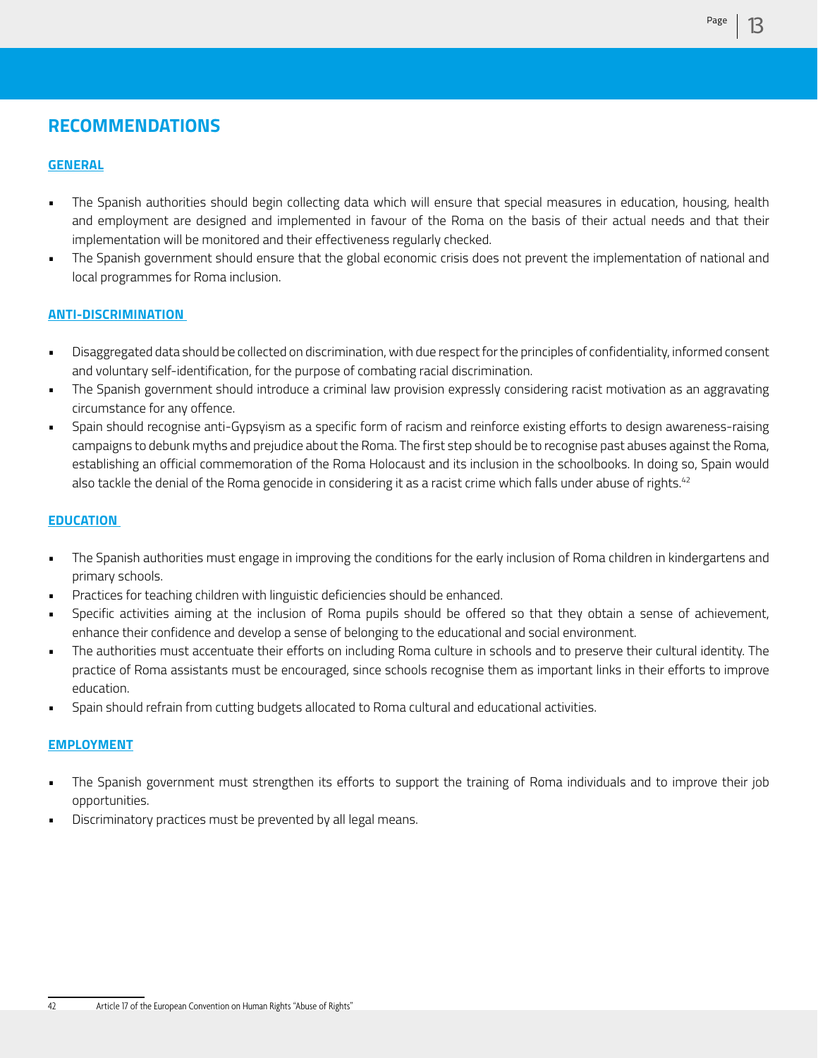# RECOMMENDATIONS

## GENERAL

- The Spanish authorities should begin collecting data which will ensure that special measures in education, housing, health and employment are designed and implemented in favour of the Roma on the basis of their actual needs and that their implementation will be monitored and their effectiveness regularly checked.
- The Spanish government should ensure that the global economic crisis does not prevent the implementation of national and local programmes for Roma inclusion.

## ANTI-DISCRIMINATION

- Disaggregated data should be collected on discrimination, with due respect for the principles of confidentiality, informed consent and voluntary self-identification, for the purpose of combating racial discrimination.
- The Spanish government should introduce a criminal law provision expressly considering racist motivation as an aggravating circumstance for any offence.
- Spain should recognise anti-Gypsyism as a specific form of racism and reinforce existing efforts to design awareness-raising campaigns to debunk myths and prejudice about the Roma. The first step should be to recognise past abuses against the Roma, establishing an official commemoration of the Roma Holocaust and its inclusion in the schoolbooks. In doing so, Spain would also tackle the denial of the Roma genocide in considering it as a racist crime which falls under abuse of rights.[42]

## EDUCATION

- The Spanish authorities must engage in improving the conditions for the early inclusion of Roma children in kindergartens and primary schools.
- Practices for teaching children with linguistic deficiencies should be enhanced.
- Specific activities aiming at the inclusion of Roma pupils should be offered so that they obtain a sense of achievement, enhance their confidence and develop a sense of belonging to the educational and social environment.
- The authorities must accentuate their efforts on including Roma culture in schools and to preserve their cultural identity. The practice of Roma assistants must be encouraged, since schools recognise them as important links in their efforts to improve education.
- Spain should refrain from cutting budgets allocated to Roma cultural and educational activities.

## EMPLOYMENT

- The Spanish government must strengthen its efforts to support the training of Roma individuals and to improve their job opportunities.
- Discriminatory practices must be prevented by all legal means.

---

42 Article 17 of the European Convention on Human Rights "Abuse of Rights"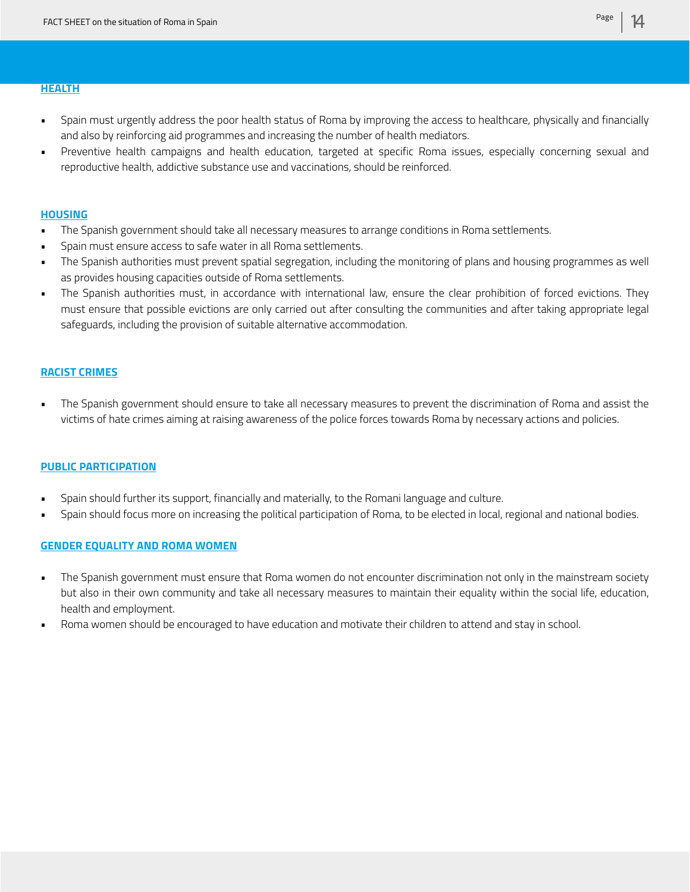## HEALTH

- Spain must urgently address the poor health status of Roma by improving the access to healthcare, physically and financially and also by reinforcing aid programmes and increasing the number of health mediators.
- Preventive health campaigns and health education, targeted at specific Roma issues, especially concerning sexual and reproductive health, addictive substance use and vaccinations, should be reinforced.

## HOUSING

- The Spanish government should take all necessary measures to arrange conditions in Roma settlements.
- Spain must ensure access to safe water in all Roma settlements.
- The Spanish authorities must prevent spatial segregation, including the monitoring of plans and housing programmes as well as provides housing capacities outside of Roma settlements.
- The Spanish authorities must, in accordance with international law, ensure the clear prohibition of forced evictions. They must ensure that possible evictions are only carried out after consulting the communities and after taking appropriate legal safeguards, including the provision of suitable alternative accommodation.

## RACIST CRIMES

- The Spanish government should ensure to take all necessary measures to prevent the discrimination of Roma and assist the victims of hate crimes aiming at raising awareness of the police forces towards Roma by necessary actions and policies.

## PUBLIC PARTICIPATION

- Spain should further its support, financially and materially, to the Romani language and culture.
- Spain should focus more on increasing the political participation of Roma, to be elected in local, regional and national bodies.

## GENDER EQUALITY AND ROMA WOMEN

- The Spanish government must ensure that Roma women do not encounter discrimination not only in the mainstream society but also in their own community and take all necessary measures to maintain their equality within the social life, education, health and employment.
- Roma women should be encouraged to have education and motivate their children to attend and stay in school.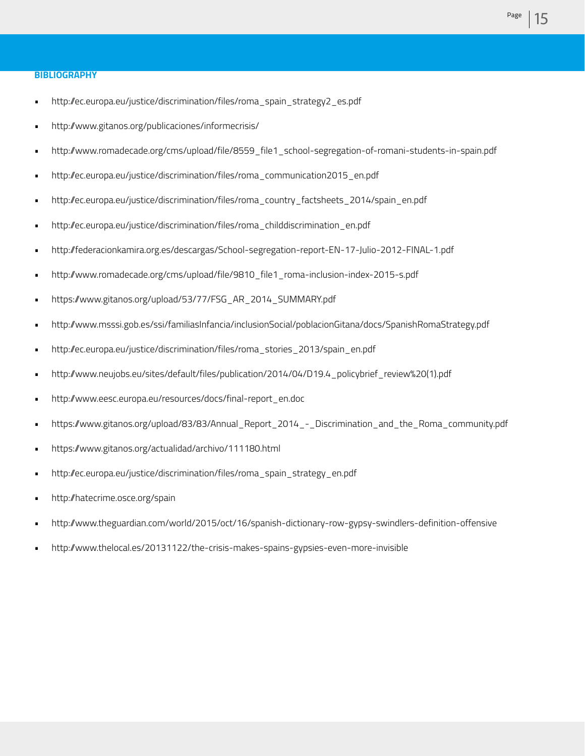## BIBLIOGRAPHY

- http://ec.europa.eu/justice/discrimination/files/roma_spain_strategy2_es.pdf
- http://www.gitanos.org/publicaciones/informecrisis/
- http://www.romadecade.org/cms/upload/file/8559_file1_school-segregation-of-romani-students-in-spain.pdf
- http://ec.europa.eu/justice/discrimination/files/roma_communication2015_en.pdf
- http://ec.europa.eu/justice/discrimination/files/roma_country_factsheets_2014/spain_en.pdf
- http://ec.europa.eu/justice/discrimination/files/roma_childdiscrimination_en.pdf
- http://federacionkamira.org.es/descargas/School-segregation-report-EN-17-Julio-2012-FINAL-1.pdf
- http://www.romadecade.org/cms/upload/file/9810_file1_roma-inclusion-index-2015-s.pdf
- https://www.gitanos.org/upload/53/77/FSG_AR_2014_SUMMARY.pdf
- http://www.msssi.gob.es/ssi/familiasInfancia/inclusionSocial/poblacionGitana/docs/SpanishRomaStrategy.pdf
- http://ec.europa.eu/justice/discrimination/files/roma_stories_2013/spain_en.pdf
- http://www.neujobs.eu/sites/default/files/publication/2014/04/D19.4_policybrief_review%20(1).pdf
- http://www.eesc.europa.eu/resources/docs/final-report_en.doc
- https://www.gitanos.org/upload/83/83/Annual_Report_2014_-_Discrimination_and_the_Roma_community.pdf
- https://www.gitanos.org/actualidad/archivo/111180.html
- http://ec.europa.eu/justice/discrimination/files/roma_spain_strategy_en.pdf
- http://hatecrime.osce.org/spain
- http://www.theguardian.com/world/2015/oct/16/spanish-dictionary-row-gypsy-swindlers-definition-offensive
- http://www.thelocal.es/20131122/the-crisis-makes-spains-gypsies-even-more-invisible